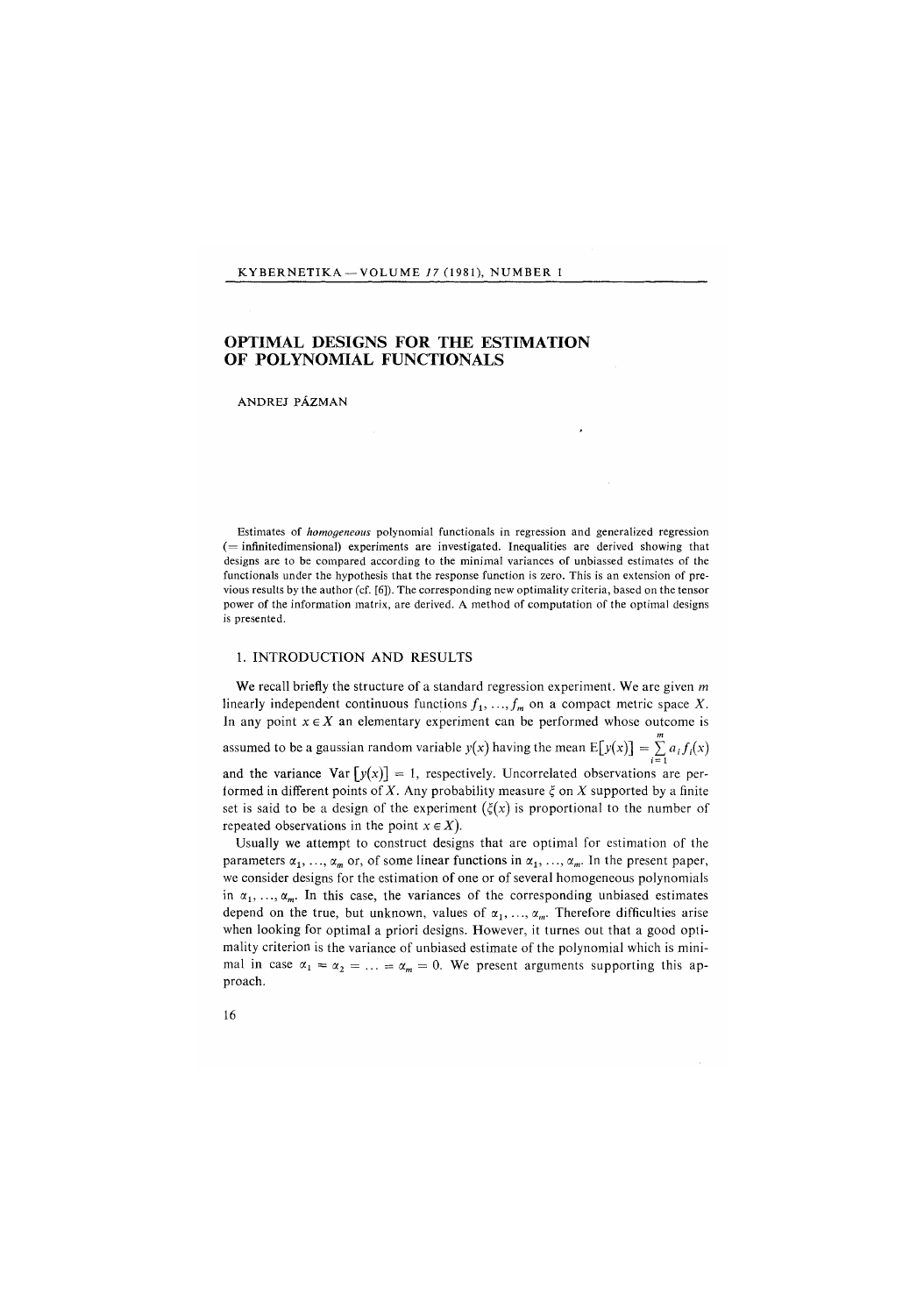# OPTIMAL DESIGNS FOR THE ESTIMATION OF POLYNOMIAL FUNCTIONALS

ANDREJ PÁZMAN

Estimates of *homogeneous* polynomial functionals in regression and generalized regression (= infinitedimensional) experiments are investigated. Inequalities are derived showing that designs are to be compared according to the minimal variances of unbiassed estimates of the functionals under the hypothesis that the response function is zero. This is an extension of previous results by the author (cf. [6]). The corresponding new optimality criteria, based on the tensor power of the information matrix, are derived. A method of computation of the optimal designs is presented.

## 1. INTRODUCTION AND RESULTS

We recall briefly the structure of a standard regression experiment. We are given $m$ linearly independent continuous functions $f_1, \ldots, f_m$ on a compact metric space $X$. In any point $x \in X$ an elementary experiment can be performed whose outcome is assumed to be a gaussian random variable $y(x)$ having the mean $\mathrm{E}[y(x)] = \sum_{i=1}^{m} a_i f_i(x)$ and the variance $\mathrm{Var}[y(x)] = 1$, respectively. Uncorrelated observations are performed in different points of $X$. Any probability measure $\xi$ on $X$ supported by a finite set is said to be a design of the experiment ($\xi(x)$ is proportional to the number of repeated observations in the point $x \in X$).

Usually we attempt to construct designs that are optimal for estimation of the parameters $\alpha_1, \ldots, \alpha_m$ or, of some linear functions in $\alpha_1, \ldots, \alpha_m$. In the present paper, we consider designs for the estimation of one or of several homogeneous polynomials in $\alpha_1, \ldots, \alpha_m$. In this case, the variances of the corresponding unbiased estimates depend on the true, but unknown, values of $\alpha_1, \ldots, \alpha_m$. Therefore difficulties arise when looking for optimal a priori designs. However, it turnes out that a good optimality criterion is the variance of unbiased estimate of the polynomial which is minimal in case $\alpha_1 = \alpha_2 = \ldots = \alpha_m = 0$. We present arguments supporting this approach.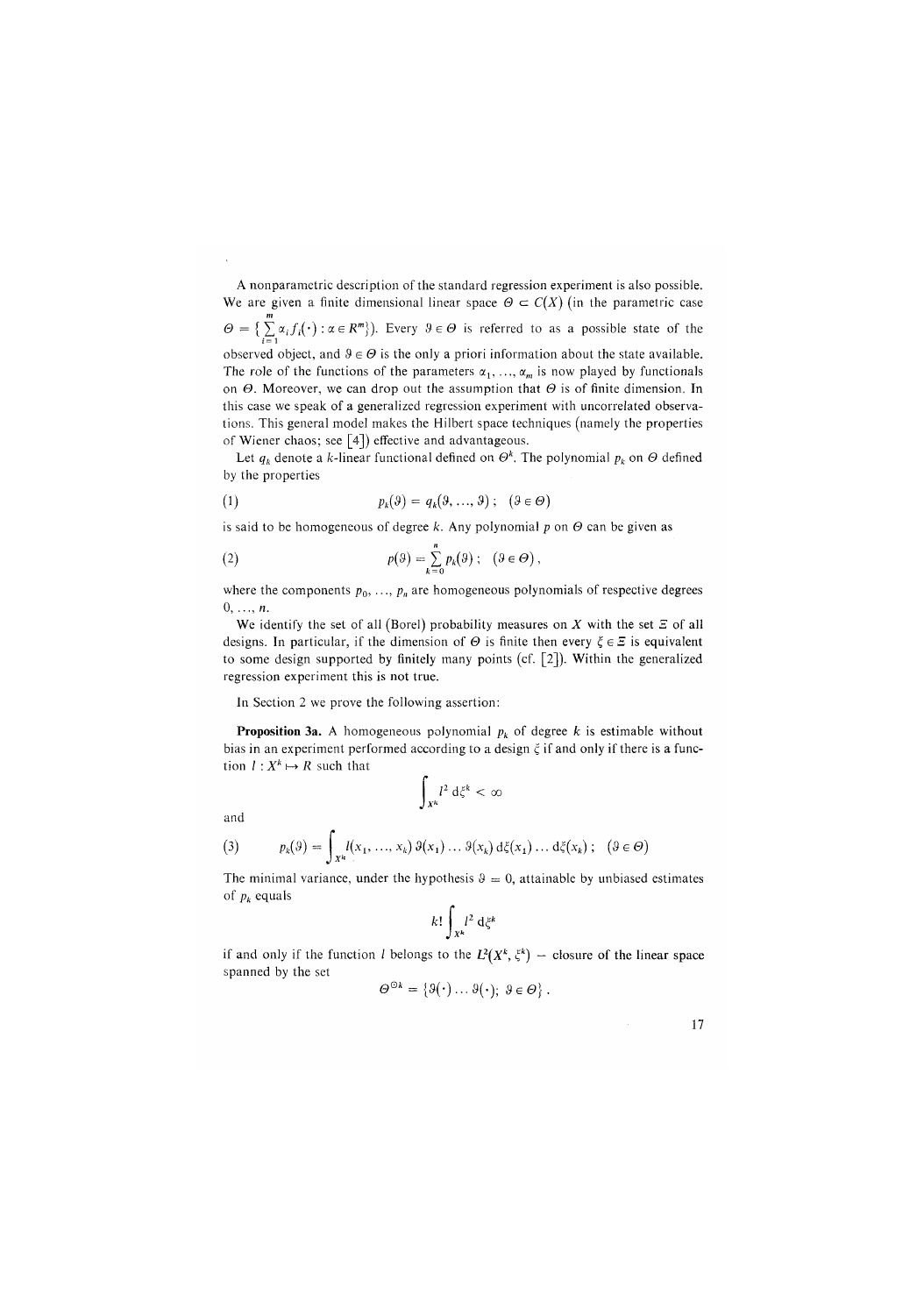A nonparametric description of the standard regression experiment is also possible. We are given a finite dimensional linear space $\Theta \subset C(X)$ (in the parametric case $\Theta = \{\sum_{i=1}^{m} \alpha_i f_i(\cdot) : \alpha \in R^m\}$). Every $\vartheta \in \Theta$ is referred to as a possible state of the observed object, and $\vartheta \in \Theta$ is the only a priori information about the state available. The role of the functions of the parameters $\alpha_1, \ldots, \alpha_m$ is now played by functionals on $\Theta$. Moreover, we can drop out the assumption that $\Theta$ is of finite dimension. In this case we speak of a generalized regression experiment with uncorrelated observations. This general model makes the Hilbert space techniques (namely the properties of Wiener chaos; see [4]) effective and advantageous.

Let $q_k$ denote a $k$-linear functional defined on $\Theta^k$. The polynomial $p_k$ on $\Theta$ defined by the properties

$$(1) \qquad p_k(\vartheta) = q_k(\vartheta, \ldots, \vartheta) ; \quad (\vartheta \in \Theta)$$

is said to be homogeneous of degree $k$. Any polynomial $p$ on $\Theta$ can be given as

$$(2) \qquad p(\vartheta) = \sum_{k=0}^{n} p_k(\vartheta) ; \quad (\vartheta \in \Theta) ,$$

where the components $p_0, \ldots, p_n$ are homogeneous polynomials of respective degrees $0, \ldots, n$.

We identify the set of all (Borel) probability measures on $X$ with the set $\Xi$ of all designs. In particular, if the dimension of $\Theta$ is finite then every $\xi \in \Xi$ is equivalent to some design supported by finitely many points (cf. [2]). Within the generalized regression experiment this is not true.

In Section 2 we prove the following assertion:

**Proposition 3a.** A homogeneous polynomial $p_k$ of degree $k$ is estimable without bias in an experiment performed according to a design $\xi$ if and only if there is a function $l : X^k \mapsto R$ such that

$$\int_{X^k} l^2 \, d\xi^k < \infty$$

and

$$(3) \qquad p_k(\vartheta) = \int_{X^k} l(x_1, \ldots, x_k) \, \vartheta(x_1) \ldots \vartheta(x_k) \, d\xi(x_1) \ldots d\xi(x_k) ; \quad (\vartheta \in \Theta)$$

The minimal variance, under the hypothesis $\vartheta = 0$, attainable by unbiased estimates of $p_k$ equals

$$k! \int_{X^k} l^2 \, d\xi^k$$

if and only if the function $l$ belongs to the $L^2(X^k, \xi^k)$ – closure of the linear space spanned by the set

$$\Theta^{\odot k} = \{\vartheta(\cdot) \ldots \vartheta(\cdot); \; \vartheta \in \Theta\} .$$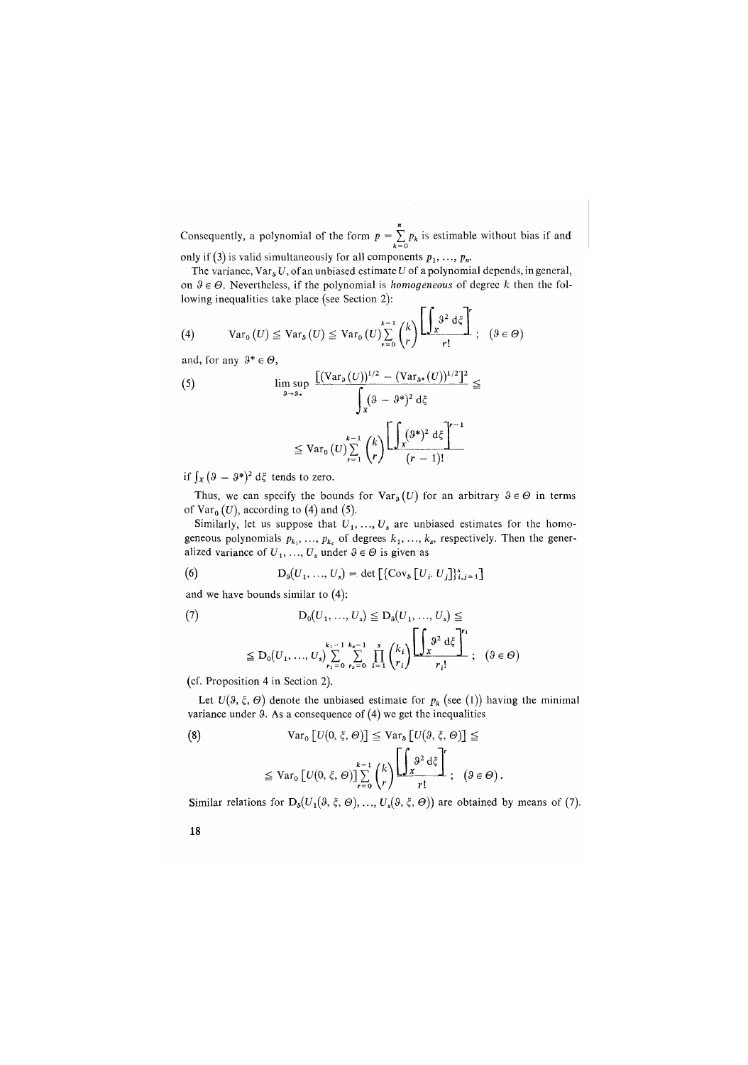Consequently, a polynomial of the form $p = \sum_{k=0}^{n} p_k$ is estimable without bias if and only if (3) is valid simultaneously for all components $p_1, \ldots, p_n$.

The variance, $\mathrm{Var}_\vartheta U$, of an unbiased estimate $U$ of a polynomial depends, in general, on $\vartheta \in \Theta$. Nevertheless, if the polynomial is *homogeneous* of degree $k$ then the following inequalities take place (see Section 2):

$$\mathrm{Var}_0 (U) \leqq \mathrm{Var}_\vartheta (U) \leqq \mathrm{Var}_0 (U) \sum_{r=0}^{k-1} \binom{k}{r} \frac{\left[\int_X \vartheta^2 \, \mathrm{d}\xi\right]^r}{r!} \; ; \quad (\vartheta \in \Theta) \tag{4}$$

and, for any $\vartheta^* \in \Theta$,

$$\limsup_{\vartheta \to \vartheta_*} \frac{\left[(\mathrm{Var}_\vartheta (U))^{1/2} - (\mathrm{Var}_{\vartheta^*} (U))^{1/2}\right]^2}{\int_X (\vartheta - \vartheta^*)^2 \, \mathrm{d}\xi} \leqq \tag{5}$$

$$\leqq \mathrm{Var}_0 (U) \sum_{r=1}^{k-1} \binom{k}{r} \frac{\left[\int_X (\vartheta^*)^2 \, \mathrm{d}\xi\right]^{r-1}}{(r-1)!}$$

if $\int_X (\vartheta - \vartheta^*)^2 \, \mathrm{d}\xi$ tends to zero.

Thus, we can specify the bounds for $\mathrm{Var}_\vartheta (U)$ for an arbitrary $\vartheta \in \Theta$ in terms of $\mathrm{Var}_0 (U)$, according to (4) and (5).

Similarly, let us suppose that $U_1, \ldots, U_s$ are unbiased estimates for the homogeneous polynomials $p_{k_1}, \ldots, p_{k_s}$ of degrees $k_1, \ldots, k_s$, respectively. Then the generalized variance of $U_1, \ldots, U_s$ under $\vartheta \in \Theta$ is given as

$$\mathrm{D}_\vartheta(U_1, \ldots, U_s) = \det \left[\{\mathrm{Cov}_\vartheta [U_i, U_j]\}_{i,j=1}^{s}\right] \tag{6}$$

and we have bounds similar to (4):

$$\mathrm{D}_0(U_1, \ldots, U_s) \leqq \mathrm{D}_\vartheta(U_1, \ldots, U_s) \leqq \tag{7}$$

$$\leqq \mathrm{D}_0(U_1, \ldots, U_s) \sum_{r_1=0}^{k_1-1} \cdots \sum_{r_s=0}^{k_s-1} \prod_{i=1}^{s} \binom{k_i}{r_i} \frac{\left[\int_X \vartheta^2 \, \mathrm{d}\xi\right]^{r_i}}{r_i!} \; ; \quad (\vartheta \in \Theta)$$

(cf. Proposition 4 in Section 2).

Let $U(\vartheta, \xi, \Theta)$ denote the unbiased estimate for $p_k$ (see (1)) having the minimal variance under $\vartheta$. As a consequence of (4) we get the inequalities

$$\mathrm{Var}_0 \left[U(0, \xi, \Theta)\right] \leqq \mathrm{Var}_\vartheta \left[U(\vartheta, \xi, \Theta)\right] \leqq \tag{8}$$

$$\leqq \mathrm{Var}_0 \left[U(0, \xi, \Theta)\right] \sum_{r=0}^{k-1} \binom{k}{r} \frac{\left[\int_X \vartheta^2 \, \mathrm{d}\xi\right]^r}{r!} \; ; \quad (\vartheta \in \Theta) \, .$$

Similar relations for $\mathrm{D}_\vartheta(U_1(\vartheta, \xi, \Theta), \ldots, U_s(\vartheta, \xi, \Theta))$ are obtained by means of (7).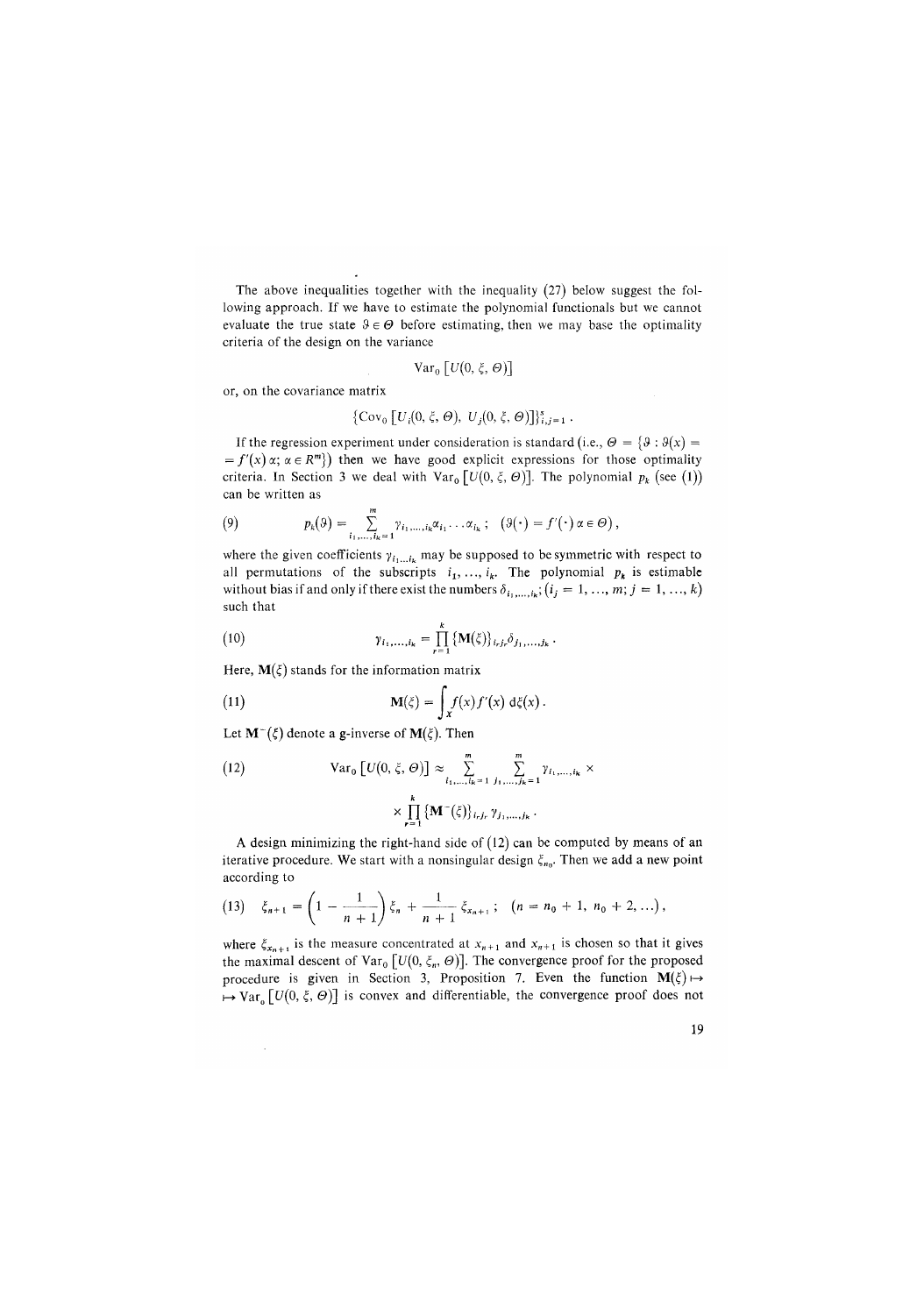The above inequalities together with the inequality (27) below suggest the following approach. If we have to estimate the polynomial functionals but we cannot evaluate the true state $\vartheta \in \Theta$ before estimating, then we may base the optimality criteria of the design on the variance

$$\mathrm{Var}_0 \left[ U(0, \xi, \Theta) \right]$$

or, on the covariance matrix

$$\{ \mathrm{Cov}_0 \left[ U_i(0, \xi, \Theta), \; U_j(0, \xi, \Theta) \right] \}_{i,j=1}^{s} .$$

If the regression experiment under consideration is standard (i.e., $\Theta = \{ \vartheta : \vartheta(x) = f'(x) \alpha ; \alpha \in R^m \}$) then we have good explicit expressions for those optimality criteria. In Section 3 we deal with $\mathrm{Var}_0 \left[ U(0, \xi, \Theta) \right]$. The polynomial $p_k$ (see (1)) can be written as

$$p_k(\vartheta) = \sum_{i_1, \ldots, i_k = 1}^{m} \gamma_{i_1, \ldots, i_k} \alpha_{i_1} \ldots \alpha_{i_k} \; ; \quad \left( \vartheta(\cdot) = f'(\cdot) \, \alpha \in \Theta \right), \tag{9}$$

where the given coefficients $\gamma_{i_1 \ldots i_k}$ may be supposed to be symmetric with respect to all permutations of the subscripts $i_1, \ldots, i_k$. The polynomial $p_k$ is estimable without bias if and only if there exist the numbers $\delta_{i_1, \ldots, i_k}$; $(i_j = 1, \ldots, m; j = 1, \ldots, k)$ such that

$$\gamma_{i_1, \ldots, i_k} = \prod_{r=1}^{k} \{ \mathbf{M}(\xi) \}_{i_r j_r} \delta_{j_1, \ldots, j_k} . \tag{10}$$

Here, $\mathbf{M}(\xi)$ stands for the information matrix

$$\mathbf{M}(\xi) = \int_X f(x) f'(x) \, \mathrm{d}\xi(x) . \tag{11}$$

Let $\mathbf{M}^-(\xi)$ denote a g-inverse of $\mathbf{M}(\xi)$. Then

$$\mathrm{Var}_0 \left[ U(0, \xi, \Theta) \right] \approx \sum_{i_1, \ldots, i_k = 1}^{m} \; \sum_{j_1, \ldots, j_k = 1}^{m} \gamma_{i_1, \ldots, i_k} \times \prod_{r=1}^{k} \{ \mathbf{M}^-(\xi) \}_{i_r j_r} \gamma_{j_1, \ldots, j_k} . \tag{12}$$

A design minimizing the right-hand side of (12) can be computed by means of an iterative procedure. We start with a nonsingular design $\xi_{n_0}$. Then we add a new point according to

$$\xi_{n+1} = \left( 1 - \frac{1}{n+1} \right) \xi_n + \frac{1}{n+1} \, \xi_{x_{n+1}} \; ; \quad (n = n_0 + 1, \, n_0 + 2, \ldots) , \tag{13}$$

where $\xi_{x_{n+1}}$ is the measure concentrated at $x_{n+1}$ and $x_{n+1}$ is chosen so that it gives the maximal descent of $\mathrm{Var}_0 \left[ U(0, \xi_n, \Theta) \right]$. The convergence proof for the proposed procedure is given in Section 3, Proposition 7. Even the function $\mathbf{M}(\xi) \mapsto \mathrm{Var}_0 \left[ U(0, \xi, \Theta) \right]$ is convex and differentiable, the convergence proof does not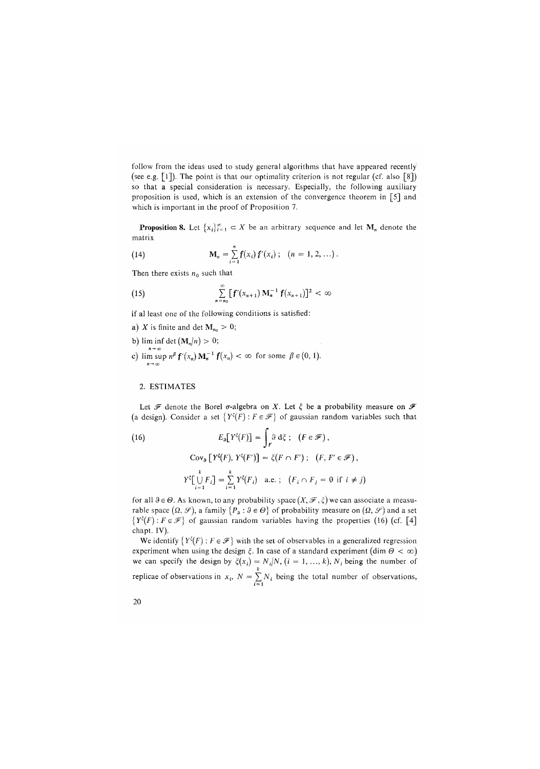follow from the ideas used to study general algorithms that have appeared recently (see e.g. [1]). The point is that our optimality criterion is not regular (cf. also [8]) so that a special consideration is necessary. Especially, the following auxiliary proposition is used, which is an extension of the convergence theorem in [5] and which is important in the proof of Proposition 7.

**Proposition 8.** Let $\{x_i\}_{i=1}^{\infty} \subset X$ be an arbitrary sequence and let $\mathbf{M}_n$ denote the matrix

$$\mathbf{M}_n = \sum_{i=1}^{n} \mathbf{f}(x_i)\, \mathbf{f}'(x_i)\,; \quad (n = 1, 2, \ldots)\,. \tag{14}$$

Then there exists $n_0$ such that

$$\sum_{n=n_0}^{\infty} [\mathbf{f}'(x_{n+1})\, \mathbf{M}_n^{-1}\, \mathbf{f}(x_{n+1})]^2 < \infty \tag{15}$$

if al least one of the following conditions is satisfied:

a) $X$ is finite and $\det \mathbf{M}_{n_0} > 0$;

b) $\liminf_{n \to \infty} \det (\mathbf{M}_n / n) > 0$;

c) $\limsup_{n \to \infty} n^{\beta} \mathbf{f}'(x_n)\, \mathbf{M}_n^{-1}\, \mathbf{f}(x_n) < \infty$ for some $\beta \in (0, 1)$.

## 2. ESTIMATES

Let $\mathscr{F}$ denote the Borel $\sigma$-algebra on $X$. Let $\xi$ be a probability measure on $\mathscr{F}$ (a design). Consider a set $\{Y^{\xi}(F) : F \in \mathscr{F}\}$ of gaussian random variables such that

$$E_{\vartheta}[Y^{\xi}(F)] = \int_F \vartheta \, \mathrm{d}\xi\,; \quad (F \in \mathscr{F})\,, \tag{16}$$

$$\operatorname{Cov}_{\vartheta}[Y^{\xi}(F), Y^{\xi}(F')] = \xi(F \cap F')\,; \quad (F, F' \in \mathscr{F})\,,$$

$$Y^{\xi}\Big[\bigcup_{i=1}^{k} F_i\Big] = \sum_{i=1}^{k} Y^{\xi}(F_i) \quad \text{a.e.}\,; \quad (F_i \cap F_j = \emptyset \text{ if } i \neq j)$$

for all $\vartheta \in \Theta$. As known, to any probability space $(X, \mathscr{F}, \xi)$ we can associate a measurable space $(\Omega, \mathscr{S})$, a family $\{P_{\vartheta} : \vartheta \in \Theta\}$ of probability measure on $(\Omega, \mathscr{S})$ and a set $\{Y^{\xi}(F) : F \in \mathscr{F}\}$ of gaussian random variables having the properties (16) (cf. [4] chapt. IV).

We identify $\{Y^{\xi}(F) : F \in \mathscr{F}\}$ with the set of observables in a generalized regression experiment when using the design $\xi$. In case of a standard experiment ($\dim \Theta < \infty$) we can specify the design by $\xi(x_i) = N_i/N$, $(i = 1, \ldots, k)$, $N_i$ being the number of replicae of observations in $x_i$, $N = \sum_{i=1}^{k} N_i$ being the total number of observations,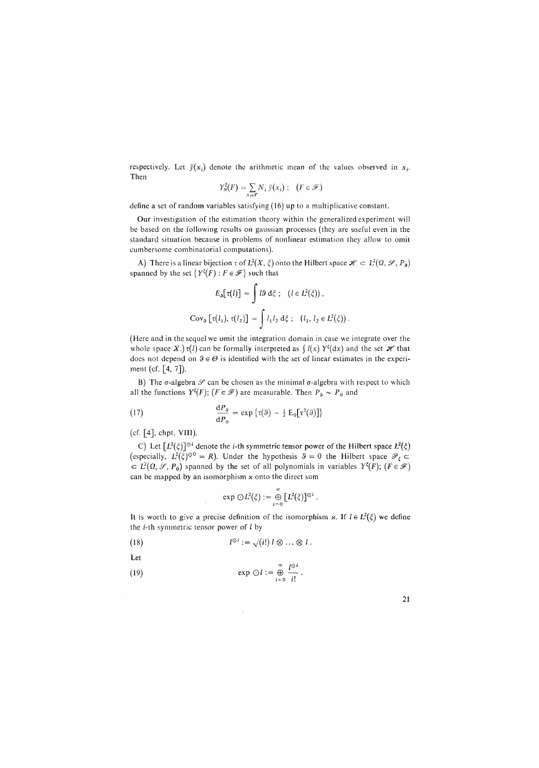respectively. Let $\bar{y}(x_i)$ denote the arithmetic mean of the values observed in $x_i$. Then

$$Y_N^\xi(F) = \sum_{x_i \in F} N_i \, \bar{y}(x_i) \, ; \quad (F \in \mathscr{F})$$

define a set of random variables satisfying (16) up to a multiplicative constant.

Our investigation of the estimation theory within the generalized experiment will be based on the following results on gaussian processes (they are useful even in the standard situation because in problems of nonlinear estimation they allow to omit cumbersome combinatorial computations).

A) There is a linear bijection $\tau$ of $L^2(X, \xi)$ onto the Hilbert space $\mathscr{H} \subset L^2(\Omega, \mathscr{S}, P_\vartheta)$ spanned by the set $\{Y^\xi(F) : F \in \mathscr{F}\}$ such that

$$E_\vartheta[\tau(l)] = \int l \vartheta \, d\xi \, ; \quad (l \in L^2(\xi)) \, ,$$

$$\operatorname{Cov}_\vartheta [\tau(l_1), \tau(l_2)] = \int l_1 l_2 \, d\xi \, ; \quad (l_1, l_2 \in L^2(\xi)) \, .$$

(Here and in the sequel we omit the integration domain in case we integrate over the whole space $X$.) $\tau(l)$ can be formally interpreted as $\int l(x) \, Y^\xi(dx)$ and the set $\mathscr{H}$ that does not depend on $\vartheta \in \Theta$ is identified with the set of linear estimates in the experiment (cf. [4, 7]).

B) The $\sigma$-algebra $\mathscr{S}$ can be chosen as the minimal $\sigma$-algebra with respect to which all the functions $Y^\xi(F)$; $(F \in \mathscr{F})$ are measurable. Then $P_\vartheta \sim P_0$ and

$$\frac{dP_\vartheta}{dP_0} = \exp\{\tau(\vartheta) - \tfrac{1}{2} \operatorname{E}_0[\tau^2(\vartheta)]\} \tag{17}$$

(cf. [4], chpt. VIII).

C) Let $[L^2(\xi)]^{\odot i}$ denote the $i$-th symmetric tensor power of the Hilbert space $L^2(\xi)$ (especially, $L^2(\xi)^{\odot 0} = R$). Under the hypothesis $\vartheta = 0$ the Hilbert space $\mathscr{P}_\xi \subset L^2(\Omega, \mathscr{S}, P_0)$ spanned by the set of all polynomials in variables $Y^\xi(F)$; $(F \in \mathscr{F})$ can be mapped by an isomorphism $\varkappa$ onto the direct sum

$$\exp \odot L^2(\xi) := \bigoplus_{i=0}^{\infty} [L^2(\xi)]^{\odot i} \, .$$

It is worth to give a precise definition of the isomorphism $\varkappa$. If $l \in L^2(\xi)$ we define the $i$-th symmetric tensor power of $l$ by

$$l^{\odot i} := \sqrt{(i!)} \, l \otimes \ldots \otimes l \, . \tag{18}$$

Let

$$\exp \odot l := \bigoplus_{i=0}^{\infty} \frac{l^{\odot i}}{i!} \, . \tag{19}$$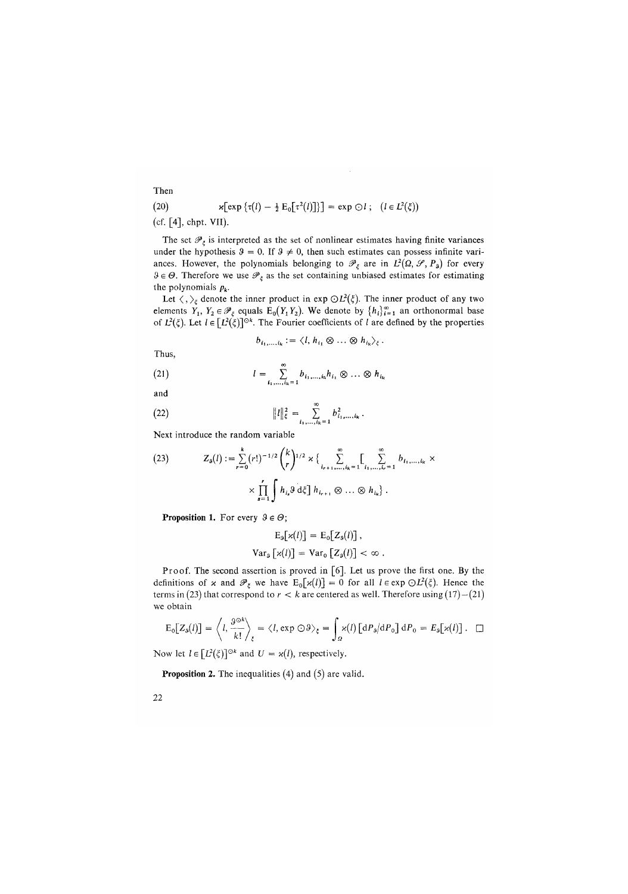Then

$$\varkappa[\exp\{\tau(l) - \tfrac{1}{2}\,\mathrm{E}_0[\tau^2(l)]\}] = \exp \odot l\,; \quad (l \in L^2(\xi)) \tag{20}$$

(cf. [4], chpt. VII).

The set $\mathscr{P}_\xi$ is interpreted as the set of nonlinear estimates having finite variances under the hypothesis $\vartheta = 0$. If $\vartheta \neq 0$, then such estimates can possess infinite variances. However, the polynomials belonging to $\mathscr{P}_\xi$ are in $L^2(\Omega, \mathscr{S}, P_\vartheta)$ for every $\vartheta \in \Theta$. Therefore we use $\mathscr{P}_\xi$ as the set containing unbiased estimates for estimating the polynomials $p_k$.

Let $\langle\,,\rangle_\xi$ denote the inner product in $\exp \odot L^2(\xi)$. The inner product of any two elements $Y_1, Y_2 \in \mathscr{P}_\xi$ equals $\mathrm{E}_0(Y_1 Y_2)$. We denote by $\{h_i\}_{i=1}^\infty$ an orthonormal base of $L^2(\xi)$. Let $l \in [L^2(\xi)]^{\odot k}$. The Fourier coefficients of $l$ are defined by the properties

$$b_{i_1,\ldots,i_k} := \langle l, h_{i_1} \otimes \ldots \otimes h_{i_k} \rangle_\xi\,.$$

Thus,

$$l = \sum_{i_1,\ldots,i_k=1}^{\infty} b_{i_1,\ldots,i_k} h_{i_1} \otimes \ldots \otimes h_{i_k} \tag{21}$$

and

$$\|l\|_\xi^2 = \sum_{i_1,\ldots,i_k=1}^{\infty} b^2_{i_1,\ldots,i_k}\,. \tag{22}$$

Next introduce the random variable

$$Z_\vartheta(l) := \sum_{r=0}^{k} (r!)^{-1/2} \binom{k}{r}^{1/2} \varkappa\,\{ \sum_{i_{r+1},\ldots,i_k=1}^{\infty} [ \sum_{i_1,\ldots,i_r=1}^{\infty} b_{i_1,\ldots,i_k} \times \prod_{s=1}^{r} \int h_{i_s} \vartheta \,\mathrm{d}\xi ]\, h_{i_{r+1}} \otimes \ldots \otimes h_{i_k} \}\,. \tag{23}$$

**Proposition 1.** For every $\vartheta \in \Theta$;

$$\mathrm{E}_\vartheta[\varkappa(l)] = \mathrm{E}_0[Z_\vartheta(l)]\,,$$

$$\mathrm{Var}_\vartheta[\varkappa(l)] = \mathrm{Var}_0[Z_\vartheta(l)] < \infty\,.$$

Proof. The second assertion is proved in [6]. Let us prove the first one. By the definitions of $\varkappa$ and $\mathscr{P}_\xi$ we have $\mathrm{E}_0[\varkappa(l)] = 0$ for all $l \in \exp \odot L^2(\xi)$. Hence the terms in (23) that correspond to $r < k$ are centered as well. Therefore using (17)–(21) we obtain

$$\mathrm{E}_0[Z_\vartheta(l)] = \left\langle l, \frac{\vartheta^{\odot k}}{k!} \right\rangle_\xi = \langle l, \exp \odot \vartheta \rangle_\xi = \int_\Omega \varkappa(l)\,[\mathrm{d}P_\vartheta/\mathrm{d}P_0]\,\mathrm{d}P_0 = E_\vartheta[\varkappa(l)]\,. \quad \square$$

Now let $l \in [L^2(\xi)]^{\odot k}$ and $U = \varkappa(l)$, respectively.

**Proposition 2.** The inequalities (4) and (5) are valid.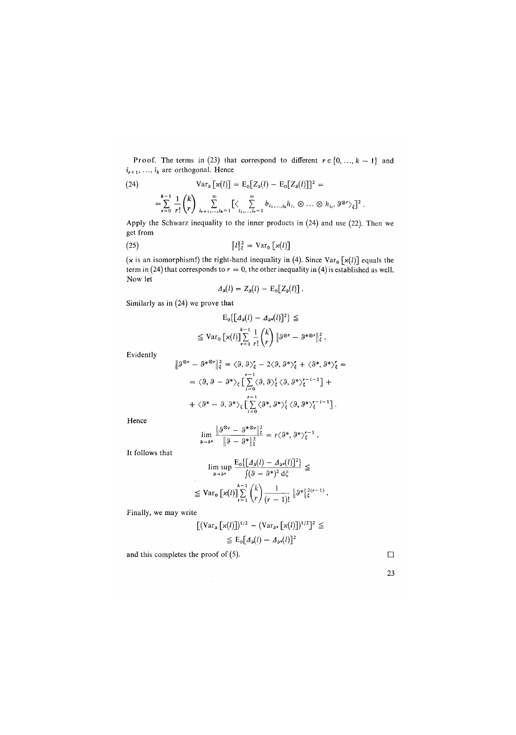Proof. The terms in (23) that correspond to different $r \in \{0, \ldots, k-1\}$ and $i_{r+1}, \ldots, i_k$ are orthogonal. Hence

$$\operatorname{Var}_\vartheta [\varkappa(l)] = \mathrm{E}_0[Z_\vartheta(l) - \mathrm{E}_0[Z_\vartheta(l)]]^2 = \tag{24}$$

$$= \sum_{r=0}^{k-1} \frac{1}{r!} \binom{k}{r} \sum_{i_{r+1}, \ldots, i_k = 1}^{\infty} [\langle \sum_{i_1, \ldots, i_r = 1}^{\infty} b_{i_1, \ldots, i_k} h_{i_1} \otimes \ldots \otimes h_{i_r}, \vartheta^{\otimes r} \rangle_\xi]^2 .$$

Apply the Schwarz inequality to the inner products in (24) and use (22). Then we get from

$$\|l\|_\xi^2 = \operatorname{Var}_0 [\varkappa(l)] \tag{25}$$

($\varkappa$ is an isomorphism!) the right-hand inequality in (4). Since $\operatorname{Var}_0 [\varkappa(l)]$ equals the term in (24) that corresponds to $r = 0$, the other inequality in (4) is established as well. Now let

$$\Delta_\vartheta(l) = Z_\vartheta(l) - \mathrm{E}_0[Z_\vartheta(l)] .$$

Similarly as in (24) we prove that

$$\mathrm{E}_0\{[\Delta_\vartheta(l) - \Delta_{\vartheta^*}(l)]^2\} \leqq$$

$$\leqq \operatorname{Var}_0 [\varkappa(l)] \sum_{r=1}^{k-1} \frac{1}{r!} \binom{k}{r} \|\vartheta^{\otimes r} - \vartheta^{*\otimes r}\|_\xi^2 .$$

Evidently

$$\|\vartheta^{\otimes r} - \vartheta^{*\otimes r}\|_\xi^2 = \langle \vartheta, \vartheta \rangle_\xi^r - 2\langle \vartheta, \vartheta^* \rangle_\xi^r + \langle \vartheta^*, \vartheta^* \rangle_\xi^r =$$

$$= \langle \vartheta, \vartheta - \vartheta^* \rangle_\xi \left[ \sum_{i=0}^{r-1} \langle \vartheta, \vartheta \rangle_\xi^i \langle \vartheta, \vartheta^* \rangle_\xi^{r-i-1} \right] +$$

$$+ \langle \vartheta^* - \vartheta, \vartheta^* \rangle_\xi \left[ \sum_{i=0}^{r-1} \langle \vartheta^*, \vartheta^* \rangle_\xi^i \langle \vartheta, \vartheta^* \rangle_\xi^{r-i-1} \right] .$$

Hence

$$\lim_{\vartheta \to \vartheta^*} \frac{\|\vartheta^{\otimes r} - \vartheta^{*\otimes r}\|_\xi^2}{\|\vartheta - \vartheta^*\|_\xi^2} = r \langle \vartheta^*, \vartheta^* \rangle_\xi^{r-1} .$$

It follows that

$$\limsup_{\vartheta \to \vartheta^*} \frac{\mathrm{E}_0\{[\Delta_\vartheta(l) - \Delta_{\vartheta^*}(l)]^2\}}{\int (\vartheta - \vartheta^*)^2 \, \mathrm{d}\xi} \leqq$$

$$\leqq \operatorname{Var}_0 [\varkappa(l)] \sum_{r=1}^{k-1} \binom{k}{r} \frac{1}{(r-1)!} \|\vartheta^*\|_\xi^{2(r-1)} .$$

Finally, we may write

$$[(\operatorname{Var}_\vartheta [\varkappa(l)])^{1/2} - (\operatorname{Var}_{\vartheta^*} [\varkappa(l)])^{1/2}]^2 \leqq$$

$$\leqq \mathrm{E}_0[\Delta_\vartheta(l) - \Delta_{\vartheta^*}(l)]^2$$

and this completes the proof of (5). □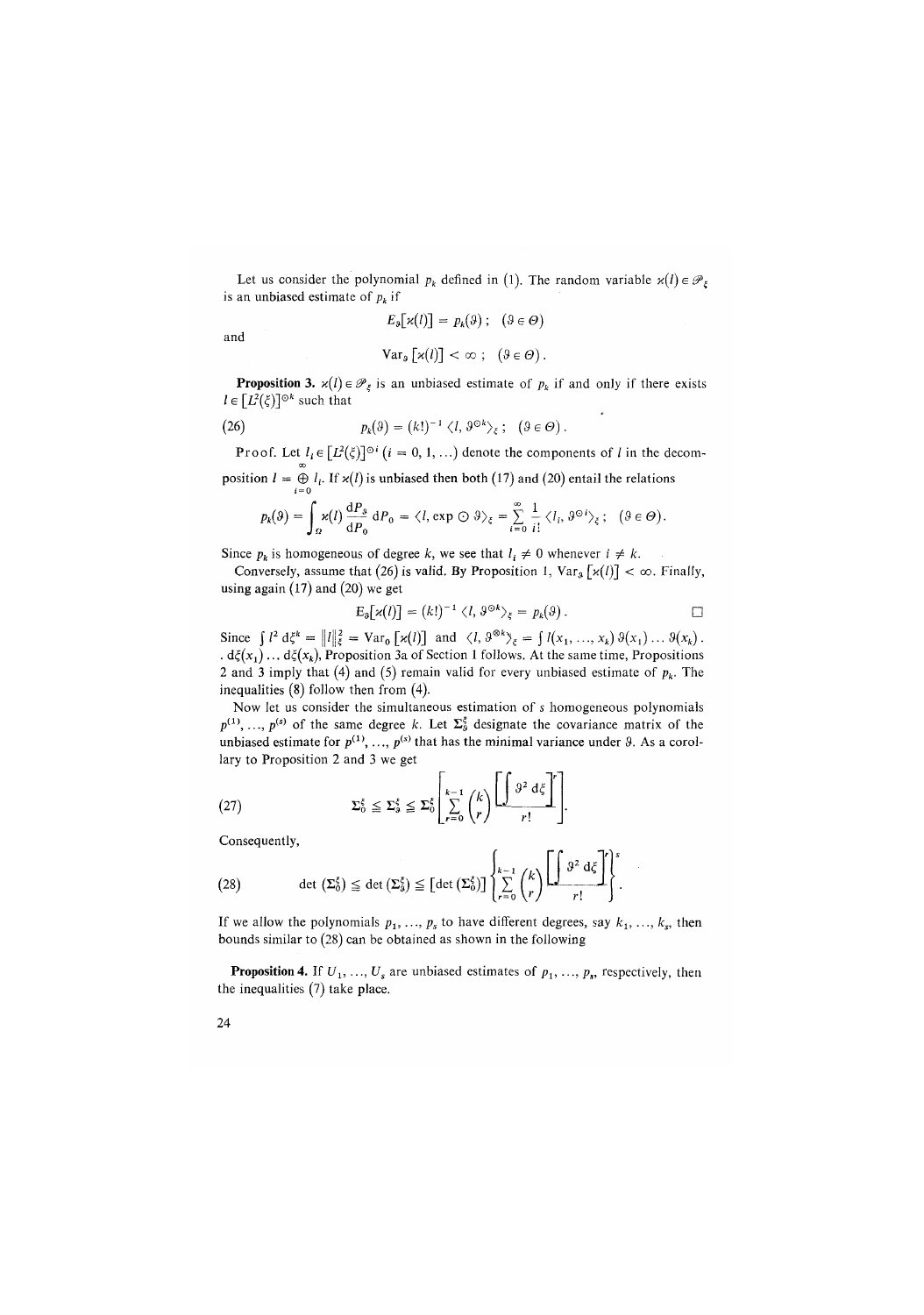Let us consider the polynomial $p_k$ defined in (1). The random variable $\varkappa(l) \in \mathscr{P}_\xi$ is an unbiased estimate of $p_k$ if

$$E_\vartheta[\varkappa(l)] = p_k(\vartheta)\,; \quad (\vartheta \in \Theta)$$

and

$$\operatorname{Var}_\vartheta[\varkappa(l)] < \infty\,; \quad (\vartheta \in \Theta)\,.$$

**Proposition 3.** $\varkappa(l) \in \mathscr{P}_\xi$ is an unbiased estimate of $p_k$ if and only if there exists $l \in [L^2(\xi)]^{\odot k}$ such that

$$p_k(\vartheta) = (k!)^{-1} \langle l, \vartheta^{\odot k} \rangle_\xi\,; \quad (\vartheta \in \Theta)\,. \tag{26}$$

Proof. Let $l_i \in [L^2(\xi)]^{\odot i}$ $(i = 0, 1, \ldots)$ denote the components of $l$ in the decomposition $l = \bigoplus_{i=0}^{\infty} l_i$. If $\varkappa(l)$ is unbiased then both (17) and (20) entail the relations

$$p_k(\vartheta) = \int_\Omega \varkappa(l) \frac{dP_\vartheta}{dP_0}\, dP_0 = \langle l, \exp \odot \vartheta \rangle_\xi = \sum_{i=0}^{\infty} \frac{1}{i!} \langle l_i, \vartheta^{\odot i} \rangle_\xi\,; \quad (\vartheta \in \Theta)\,.$$

Since $p_k$ is homogeneous of degree $k$, we see that $l_i \neq 0$ whenever $i \neq k$.

Conversely, assume that (26) is valid. By Proposition 1, $\operatorname{Var}_\vartheta[\varkappa(l)] < \infty$. Finally, using again (17) and (20) we get

$$E_\vartheta[\varkappa(l)] = (k!)^{-1} \langle l, \vartheta^{\odot k} \rangle_\xi = p_k(\vartheta)\,. \qquad \square$$

Since $\int l^2\, d\xi^k = \|l\|_\xi^2 = \operatorname{Var}_0[\varkappa(l)]$ and $\langle l, \vartheta^{\otimes k} \rangle_\xi = \int l(x_1, \ldots, x_k)\, \vartheta(x_1) \ldots \vartheta(x_k)\,.$ $.\, d\xi(x_1) \ldots d\xi(x_k)$, Proposition 3a of Section 1 follows. At the same time, Propositions 2 and 3 imply that (4) and (5) remain valid for every unbiased estimate of $p_k$. The inequalities (8) follow then from (4).

Now let us consider the simultaneous estimation of $s$ homogeneous polynomials $p^{(1)}, \ldots, p^{(s)}$ of the same degree $k$. Let $\Sigma_\vartheta^\xi$ designate the covariance matrix of the unbiased estimate for $p^{(1)}, \ldots, p^{(s)}$ that has the minimal variance under $\vartheta$. As a corollary to Proposition 2 and 3 we get

$$\Sigma_0^\xi \leq \Sigma_\vartheta^\xi \leq \Sigma_0^\xi \left[ \sum_{r=0}^{k-1} \binom{k}{r} \frac{\left[\int \vartheta^2\, d\xi\right]^r}{r!} \right]. \tag{27}$$

Consequently,

$$\det(\Sigma_0^\xi) \leq \det(\Sigma_\vartheta^\xi) \leq [\det(\Sigma_0^\xi)] \left\{ \sum_{r=0}^{k-1} \binom{k}{r} \frac{\left[\int \vartheta^2\, d\xi\right]^r}{r!} \right\}^s. \tag{28}$$

If we allow the polynomials $p_1, \ldots, p_s$ to have different degrees, say $k_1, \ldots, k_s$, then bounds similar to (28) can be obtained as shown in the following

**Proposition 4.** If $U_1, \ldots, U_s$ are unbiased estimates of $p_1, \ldots, p_s$, respectively, then the inequalities (7) take place.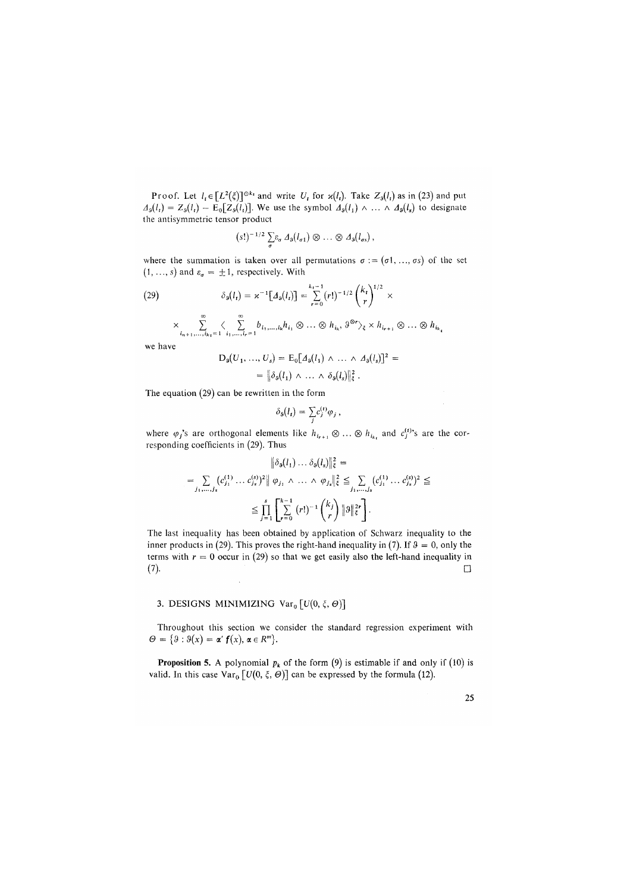Proof. Let $l_t \in [L^2(\xi)]^{\otimes k_t}$ and write $U_t$ for $\varkappa(l_t)$. Take $Z_\vartheta(l_t)$ as in (23) and put $\Delta_\vartheta(l_t) = Z_\vartheta(l_t) - \mathrm{E}_0[Z_\vartheta(l_t)]$. We use the symbol $\Delta_\vartheta(l_1) \wedge \ldots \wedge \Delta_\vartheta(l_s)$ to designate the antisymmetric tensor product

$$(s!)^{-1/2} \sum_\sigma \varepsilon_\sigma \, \Delta_\vartheta(l_{\sigma 1}) \otimes \ldots \otimes \Delta_\vartheta(l_{\sigma s}),$$

where the summation is taken over all permutations $\sigma := (\sigma 1, \ldots, \sigma s)$ of the set $(1, \ldots, s)$ and $\varepsilon_\sigma = \pm 1$, respectively. With

$$\delta_\vartheta(l_t) = \varkappa^{-1}[\Delta_\vartheta(l_t)] = \sum_{r=0}^{k_t - 1} (r!)^{-1/2} \binom{k_t}{r}^{1/2} \times \tag{29}$$

$$\times \sum_{i_{r+1}, \ldots, i_{k_t} = 1}^{\infty} \langle \sum_{i_1, \ldots, i_r = 1}^{\infty} b_{i_1, \ldots, i_{k_t}} h_{i_1} \otimes \ldots \otimes h_{i_r}, \vartheta^{\otimes r} \rangle_\xi \times h_{i_{r+1}} \otimes \ldots \otimes h_{i_{k_t}}$$

we have

$$\mathrm{D}_\vartheta(U_1, \ldots, U_s) = \mathrm{E}_0[\Delta_\vartheta(l_1) \wedge \ldots \wedge \Delta_\vartheta(l_s)]^2 =$$

$$= \|\delta_\vartheta(l_1) \wedge \ldots \wedge \delta_\vartheta(l_s)\|_\xi^2 .$$

The equation (29) can be rewritten in the form

$$\delta_\vartheta(l_t) = \sum_j c_j^{(t)} \varphi_j ,$$

where $\varphi_j$'s are orthogonal elements like $h_{i_{r+1}} \otimes \ldots \otimes h_{i_{k_t}}$ and $c_j^{(t)}$'s are the corresponding coefficients in (29). Thus

$$\|\delta_\vartheta(l_1) \ldots \delta_\vartheta(l_s)\|_\xi^2 =$$

$$= \sum_{j_1, \ldots, j_s} (c_{j_1}^{(1)} \ldots c_{j_s}^{(s)})^2 \|\varphi_{j_1} \wedge \ldots \wedge \varphi_{j_s}\|_\xi^2 \leqq \sum_{j_1, \ldots, j_s} (c_{j_1}^{(1)} \ldots c_{j_s}^{(s)})^2 \leqq$$

$$\leqq \prod_{j=1}^{s} \left[ \sum_{r=0}^{k-1} (r!)^{-1} \binom{k_j}{r} \|\vartheta\|_\xi^{2r} \right].$$

The last inequality has been obtained by application of Schwarz inequality to the inner products in (29). This proves the right-hand inequality in (7). If $\vartheta = 0$, only the terms with $r = 0$ occur in (29) so that we get easily also the left-hand inequality in (7). □

## 3. DESIGNS MINIMIZING $\mathrm{Var}_0 [U(0, \xi, \Theta)]$

Throughout this section we consider the standard regression experiment with $\Theta = \{\vartheta : \vartheta(x) = \boldsymbol{\alpha}' \mathbf{f}(x), \boldsymbol{\alpha} \in R^m\}$.

**Proposition 5.** A polynomial $p_k$ of the form (9) is estimable if and only if (10) is valid. In this case $\mathrm{Var}_0 [U(0, \xi, \Theta)]$ can be expressed by the formula (12).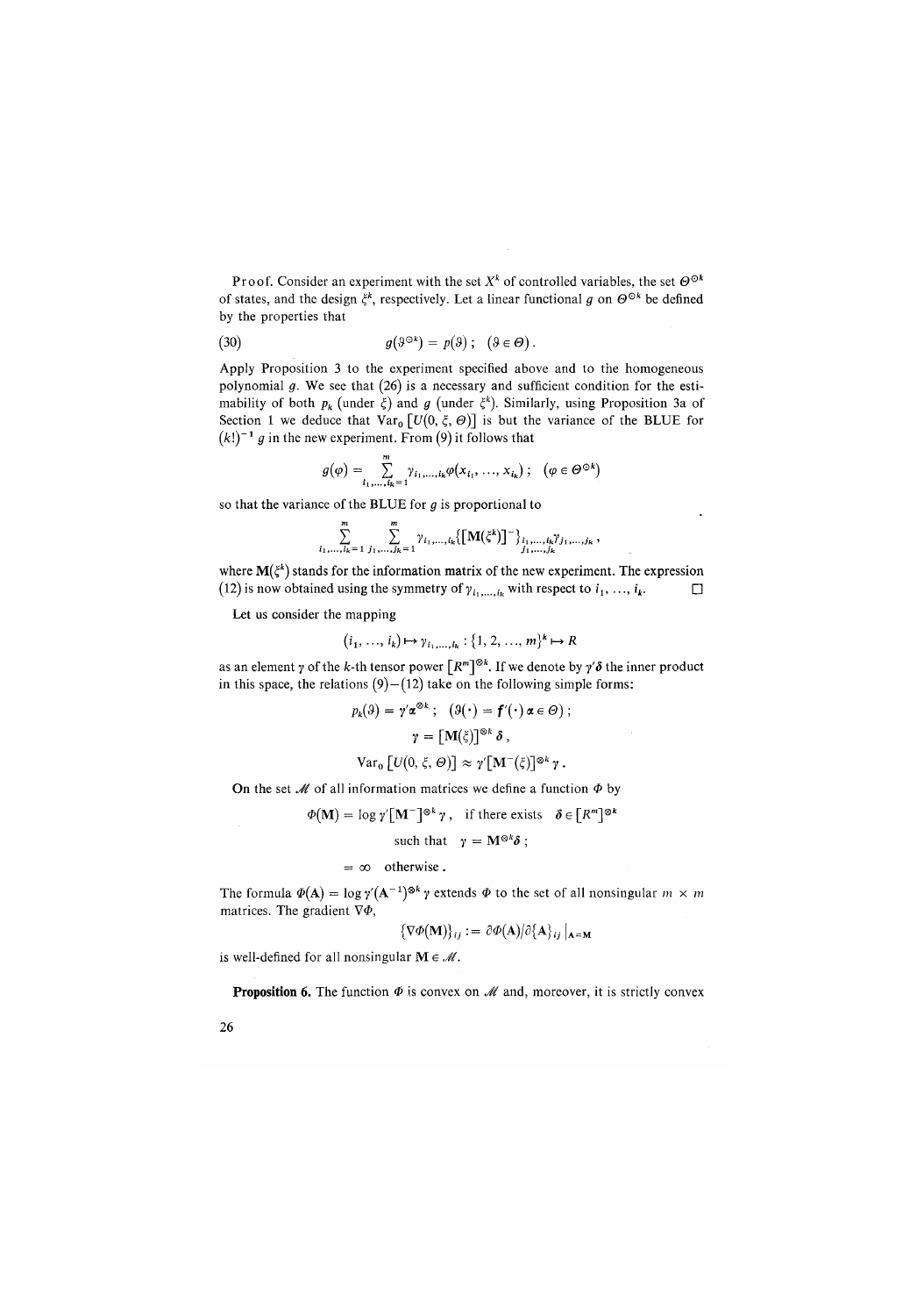**Proof.** Consider an experiment with the set $X^k$ of controlled variables, the set $\Theta^{\odot k}$ of states, and the design $\xi^k$, respectively. Let a linear functional $g$ on $\Theta^{\odot k}$ be defined by the properties that

$$g(\vartheta^{\odot k}) = p(\vartheta); \quad (\vartheta \in \Theta). \tag{30}$$

Apply Proposition 3 to the experiment specified above and to the homogeneous polynomial $g$. We see that (26) is a necessary and sufficient condition for the estimability of both $p_k$ (under $\xi$) and $g$ (under $\xi^k$). Similarly, using Proposition 3a of Section 1 we deduce that $\text{Var}_0 [U(0, \xi, \Theta)]$ is but the variance of the BLUE for $(k!)^{-1} g$ in the new experiment. From (9) it follows that

$$g(\varphi) = \sum_{i_1, \ldots, i_k = 1}^{m} \gamma_{i_1, \ldots, i_k} \varphi(x_{i_1}, \ldots, x_{i_k}); \quad (\varphi \in \Theta^{\odot k})$$

so that the variance of the BLUE for $g$ is proportional to

$$\sum_{i_1, \ldots, i_k = 1}^{m} \sum_{j_1, \ldots, j_k = 1}^{m} \gamma_{i_1, \ldots, i_k} \{[\mathbf{M}(\xi^k)]^-\}_{\substack{i_1, \ldots, i_k \\ j_1, \ldots, j_k}} \gamma_{j_1, \ldots, j_k},$$

where $\mathbf{M}(\xi^k)$ stands for the information matrix of the new experiment. The expression (12) is now obtained using the symmetry of $\gamma_{i_1, \ldots, i_k}$ with respect to $i_1, \ldots, i_k$. $\square$

Let us consider the mapping

$$(i_1, \ldots, i_k) \mapsto \gamma_{i_1, \ldots, i_k} : \{1, 2, \ldots, m\}^k \mapsto R$$

as an element $\gamma$ of the $k$-th tensor power $[R^m]^{\otimes k}$. If we denote by $\gamma' \boldsymbol{\delta}$ the inner product in this space, the relations (9)–(12) take on the following simple forms:

$$p_k(\vartheta) = \gamma' \boldsymbol{\alpha}^{\otimes k}; \quad (\vartheta(\cdot) = \mathbf{f}'(\cdot)\, \boldsymbol{\alpha} \in \Theta);$$

$$\gamma = [\mathbf{M}(\xi)]^{\otimes k} \boldsymbol{\delta},$$

$$\text{Var}_0 [U(0, \xi, \Theta)] \approx \gamma' [\mathbf{M}^-(\xi)]^{\otimes k} \gamma.$$

On the set $\mathscr{M}$ of all information matrices we define a function $\Phi$ by

$$\begin{aligned}
\Phi(\mathbf{M}) &= \log \gamma' [\mathbf{M}^-]^{\otimes k} \gamma, \quad \text{if there exists} \quad \boldsymbol{\delta} \in [R^m]^{\otimes k} \\
&\qquad \text{such that} \quad \gamma = \mathbf{M}^{\otimes k} \boldsymbol{\delta}; \\
&= \infty \quad \text{otherwise}.
\end{aligned}$$

The formula $\Phi(\mathbf{A}) = \log \gamma' (\mathbf{A}^{-1})^{\otimes k} \gamma$ extends $\Phi$ to the set of all nonsingular $m \times m$ matrices. The gradient $\nabla \Phi$,

$$\{\nabla \Phi(\mathbf{M})\}_{ij} := \partial \Phi(\mathbf{A}) / \partial \{\mathbf{A}\}_{ij} \big|_{\mathbf{A} = \mathbf{M}}$$

is well-defined for all nonsingular $\mathbf{M} \in \mathscr{M}$.

**Proposition 6.** The function $\Phi$ is convex on $\mathscr{M}$ and, moreover, it is strictly convex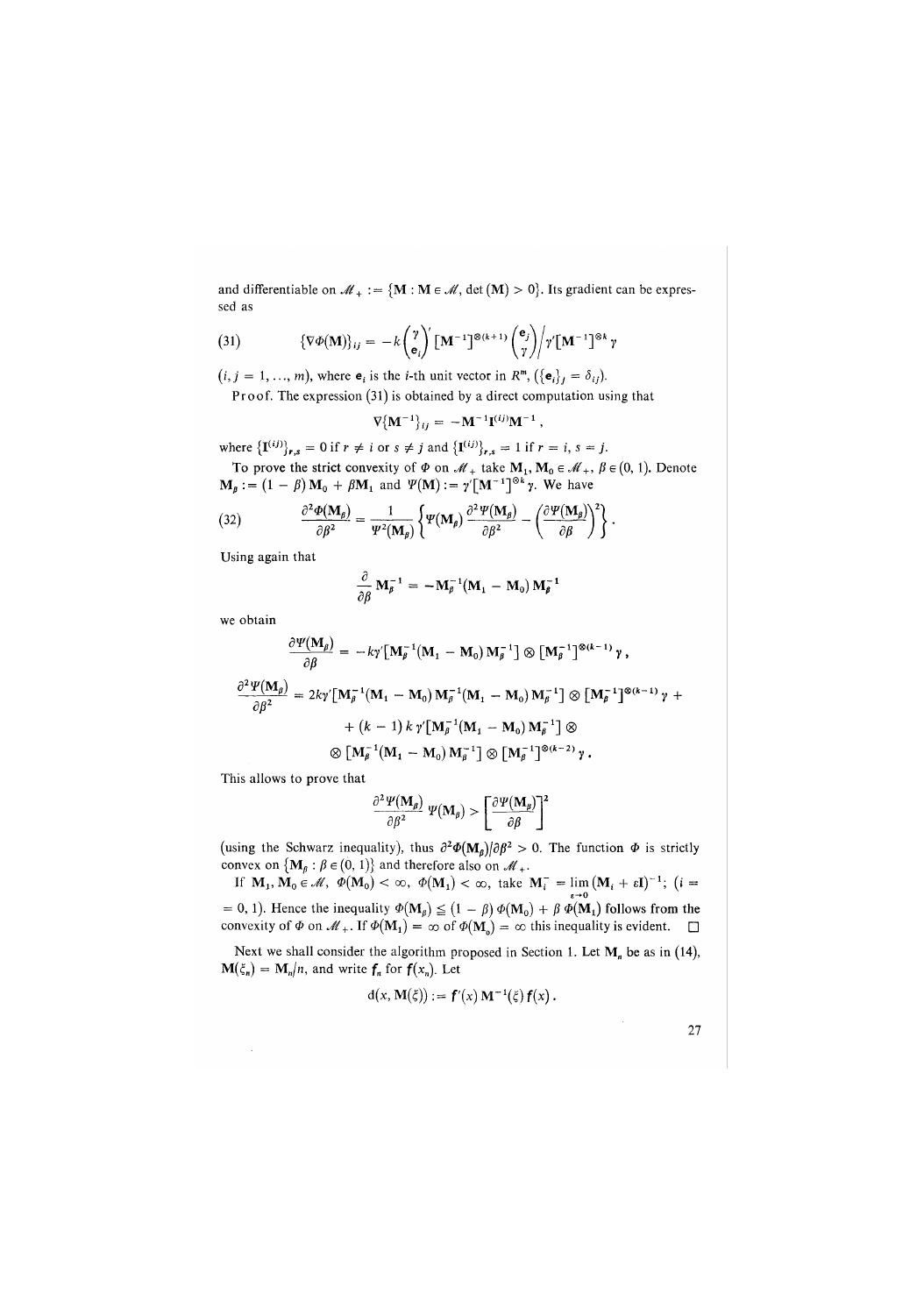and differentiable on $\mathcal{M}_+ := \{\mathbf{M} : \mathbf{M} \in \mathcal{M}, \det(\mathbf{M}) > 0\}$. Its gradient can be expressed as

$$
(31) \qquad \{\nabla\Phi(\mathbf{M})\}_{ij} = -k \binom{\gamma}{\mathbf{e}_i}' [\mathbf{M}^{-1}]^{\otimes(k+1)} \binom{\mathbf{e}_j}{\gamma} \Big/ \gamma'[\mathbf{M}^{-1}]^{\otimes k} \gamma
$$

$(i, j = 1, \ldots, m)$, where $\mathbf{e}_i$ is the $i$-th unit vector in $R^m$, $(\{\mathbf{e}_i\}_j = \delta_{ij})$.

Proof. The expression (31) is obtained by a direct computation using that

$$
\nabla\{\mathbf{M}^{-1}\}_{ij} = -\mathbf{M}^{-1}\mathbf{I}^{(ij)}\mathbf{M}^{-1},
$$

where $\{\mathbf{I}^{(ij)}\}_{r,s} = 0$ if $r \neq i$ or $s \neq j$ and $\{\mathbf{I}^{(ij)}\}_{r,s} = 1$ if $r = i$, $s = j$.

To prove the strict convexity of $\Phi$ on $\mathcal{M}_+$ take $\mathbf{M}_1, \mathbf{M}_0 \in \mathcal{M}_+$, $\beta \in (0, 1)$. Denote $\mathbf{M}_\beta := (1 - \beta)\mathbf{M}_0 + \beta\mathbf{M}_1$ and $\Psi(\mathbf{M}) := \gamma'[\mathbf{M}^{-1}]^{\otimes k}\gamma$. We have

$$
(32) \qquad \frac{\partial^2\Phi(\mathbf{M}_\beta)}{\partial\beta^2} = \frac{1}{\Psi^2(\mathbf{M}_\beta)} \left\{ \Psi(\mathbf{M}_\beta) \frac{\partial^2\Psi(\mathbf{M}_\beta)}{\partial\beta^2} - \left(\frac{\partial\Psi(\mathbf{M}_\beta)}{\partial\beta}\right)^2 \right\}.
$$

Using again that

$$
\frac{\partial}{\partial\beta}\mathbf{M}_\beta^{-1} = -\mathbf{M}_\beta^{-1}(\mathbf{M}_1 - \mathbf{M}_0)\mathbf{M}_\beta^{-1}
$$

we obtain

$$
\frac{\partial\Psi(\mathbf{M}_\beta)}{\partial\beta} = -k\gamma'[\mathbf{M}_\beta^{-1}(\mathbf{M}_1 - \mathbf{M}_0)\mathbf{M}_\beta^{-1}] \otimes [\mathbf{M}_\beta^{-1}]^{\otimes(k-1)}\gamma,
$$

$$
\begin{aligned}
\frac{\partial^2\Psi(\mathbf{M}_\beta)}{\partial\beta^2} &= 2k\gamma'[\mathbf{M}_\beta^{-1}(\mathbf{M}_1 - \mathbf{M}_0)\mathbf{M}_\beta^{-1}(\mathbf{M}_1 - \mathbf{M}_0)\mathbf{M}_\beta^{-1}] \otimes [\mathbf{M}_\beta^{-1}]^{\otimes(k-1)}\gamma + \\
&\quad + (k-1)k\gamma'[\mathbf{M}_\beta^{-1}(\mathbf{M}_1 - \mathbf{M}_0)\mathbf{M}_\beta^{-1}] \otimes \\
&\quad \otimes [\mathbf{M}_\beta^{-1}(\mathbf{M}_1 - \mathbf{M}_0)\mathbf{M}_\beta^{-1}] \otimes [\mathbf{M}_\beta^{-1}]^{\otimes(k-2)}\gamma.
\end{aligned}
$$

This allows to prove that

$$
\frac{\partial^2\Psi(\mathbf{M}_\beta)}{\partial\beta^2}\Psi(\mathbf{M}_\beta) > \left[\frac{\partial\Psi(\mathbf{M}_\beta)}{\partial\beta}\right]^2
$$

(using the Schwarz inequality), thus $\partial^2\Phi(\mathbf{M}_\beta)/\partial\beta^2 > 0$. The function $\Phi$ is strictly convex on $\{\mathbf{M}_\beta : \beta \in (0, 1)\}$ and therefore also on $\mathcal{M}_+$.

If $\mathbf{M}_1, \mathbf{M}_0 \in \mathcal{M}$, $\Phi(\mathbf{M}_0) < \infty$, $\Phi(\mathbf{M}_1) < \infty$, take $\mathbf{M}_i^- = \lim_{\varepsilon \to 0}(\mathbf{M}_i + \varepsilon\mathbf{I})^{-1}$; $(i = 0, 1)$. Hence the inequality $\Phi(\mathbf{M}_\beta) \leq (1 - \beta)\Phi(\mathbf{M}_0) + \beta\,\Phi(\mathbf{M}_1)$ follows from the convexity of $\Phi$ on $\mathcal{M}_+$. If $\Phi(\mathbf{M}_1) = \infty$ of $\Phi(\mathbf{M}_0) = \infty$ this inequality is evident. $\square$

Next we shall consider the algorithm proposed in Section 1. Let $\mathbf{M}_n$ be as in (14), $\mathbf{M}(\xi_n) = \mathbf{M}_n/n$, and write $\mathbf{f}_n$ for $\mathbf{f}(x_n)$. Let

$$
\mathrm{d}(x, \mathbf{M}(\xi)) := \mathbf{f}'(x)\mathbf{M}^{-1}(\xi)\mathbf{f}(x).
$$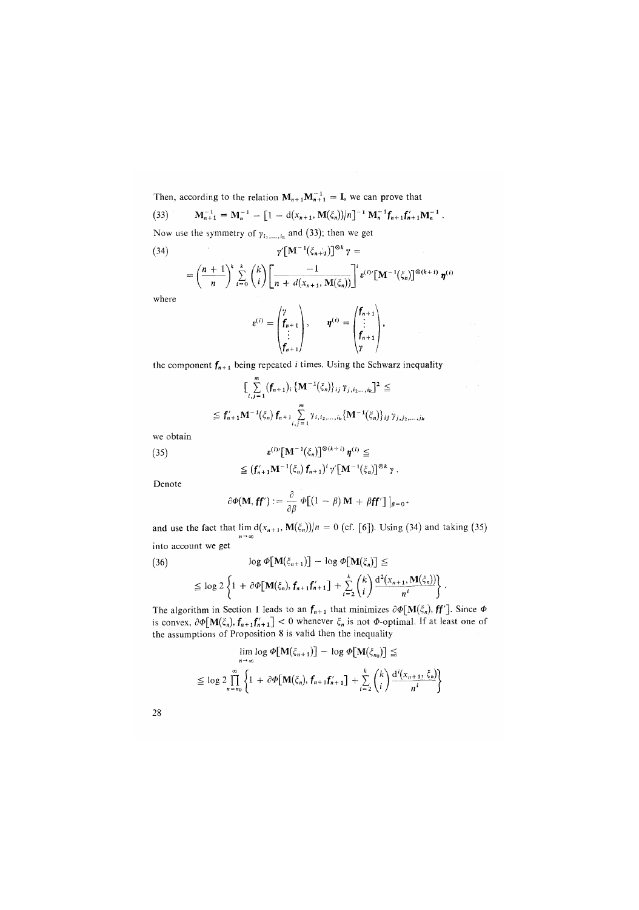Then, according to the relation $\mathbf{M}_{n+1}\mathbf{M}_{n+1}^{-1} = \mathbf{I}$, we can prove that

$$\mathbf{M}_{n+1}^{-1} = \mathbf{M}_n^{-1} - [1 - \mathrm{d}(x_{n+1}, \mathbf{M}(\xi_n))/n]^{-1} \mathbf{M}_n^{-1} \boldsymbol{f}_{n+1} \boldsymbol{f}'_{n+1} \mathbf{M}_n^{-1} . \tag{33}$$

Now use the symmetry of $\gamma_{i_1,\dots,i_k}$ and (33); then we get

$$\gamma'[\mathbf{M}^{-1}(\xi_{n+1})]^{\otimes k} \gamma = \tag{34}$$

$$= \left(\frac{n+1}{n}\right)^k \sum_{i=0}^{k} \binom{k}{i} \left[\frac{-1}{n + d(x_{n+1}, \mathbf{M}(\xi_n))}\right]^i \boldsymbol{\varepsilon}^{(i)\prime} [\mathbf{M}^{-1}(\xi_n)]^{\otimes(k+i)} \boldsymbol{\eta}^{(i)}$$

where

$$\boldsymbol{\varepsilon}^{(i)} = \begin{pmatrix} \gamma \\ \boldsymbol{f}_{n+1} \\ \vdots \\ \boldsymbol{f}_{n+1} \end{pmatrix}, \qquad \boldsymbol{\eta}^{(i)} = \begin{pmatrix} \boldsymbol{f}_{n+1} \\ \vdots \\ \boldsymbol{f}_{n+1} \\ \gamma \end{pmatrix},$$

the component $\boldsymbol{f}_{n+1}$ being repeated $i$ times. Using the Schwarz inequality

$$\left[\sum_{i,j=1}^{m} (\boldsymbol{f}_{n+1})_i \{\mathbf{M}^{-1}(\xi_n)\}_{ij} \gamma_{j,i_2,\dots,i_k}\right]^2 \leqq$$

$$\leqq \boldsymbol{f}'_{n+1} \mathbf{M}^{-1}(\xi_n) \boldsymbol{f}_{n+1} \sum_{i,j=1}^{m} \gamma_{i,i_2,\dots,i_k} \{\mathbf{M}^{-1}(\xi_n)\}_{ij} \gamma_{j,j_2,\dots,j_k}$$

we obtain

$$\boldsymbol{\varepsilon}^{(i)\prime} [\mathbf{M}^{-1}(\xi_n)]^{\otimes(k+i)} \boldsymbol{\eta}^{(i)} \leqq \tag{35}$$

$$\leqq (\boldsymbol{f}'_{n+1} \mathbf{M}^{-1}(\xi_n) \boldsymbol{f}_{n+1})^i \gamma' [\mathbf{M}^{-1}(\xi_n)]^{\otimes k} \gamma .$$

Denote

$$\partial \Phi(\mathbf{M}, \boldsymbol{f}\boldsymbol{f}') := \frac{\partial}{\partial \beta} \Phi[(1 - \beta)\mathbf{M} + \beta \boldsymbol{f}\boldsymbol{f}']\,|_{\beta = 0^+}$$

and use the fact that $\lim_{n\to\infty} \mathrm{d}(x_{n+1}, \mathbf{M}(\xi_n))/n = 0$ (cf. [6]). Using (34) and taking (35) into account we get

$$\log \Phi[\mathbf{M}(\xi_{n+1})] - \log \Phi[\mathbf{M}(\xi_n)] \leqq \tag{36}$$

$$\leqq \log 2 \left\{1 + \partial \Phi[\mathbf{M}(\xi_n), \boldsymbol{f}_{n+1} \boldsymbol{f}'_{n+1}] + \sum_{i=2}^{k} \binom{k}{i} \frac{\mathrm{d}^2(x_{n+1}, \mathbf{M}(\xi_n))}{n^i}\right\}.$$

The algorithm in Section 1 leads to an $\boldsymbol{f}_{n+1}$ that minimizes $\partial \Phi[\mathbf{M}(\xi_n), \boldsymbol{f}\boldsymbol{f}']$. Since $\Phi$ is convex, $\partial \Phi[\mathbf{M}(\xi_n), \boldsymbol{f}_{n+1} \boldsymbol{f}'_{n+1}] < 0$ whenever $\xi_n$ is not $\Phi$-optimal. If at least one of the assumptions of Proposition 8 is valid then the inequality

$$\lim_{n\to\infty} \log \Phi[\mathbf{M}(\xi_{n+1})] - \log \Phi[\mathbf{M}(\xi_{n_0})] \leqq$$

$$\leqq \log 2 \prod_{n=n_0}^{\infty} \left\{1 + \partial \Phi[\mathbf{M}(\xi_n), \boldsymbol{f}_{n+1} \boldsymbol{f}'_{n+1}] + \sum_{i=2}^{k} \binom{k}{i} \frac{\mathrm{d}^i(x_{n+1}, \xi_n)}{n^i}\right\}$$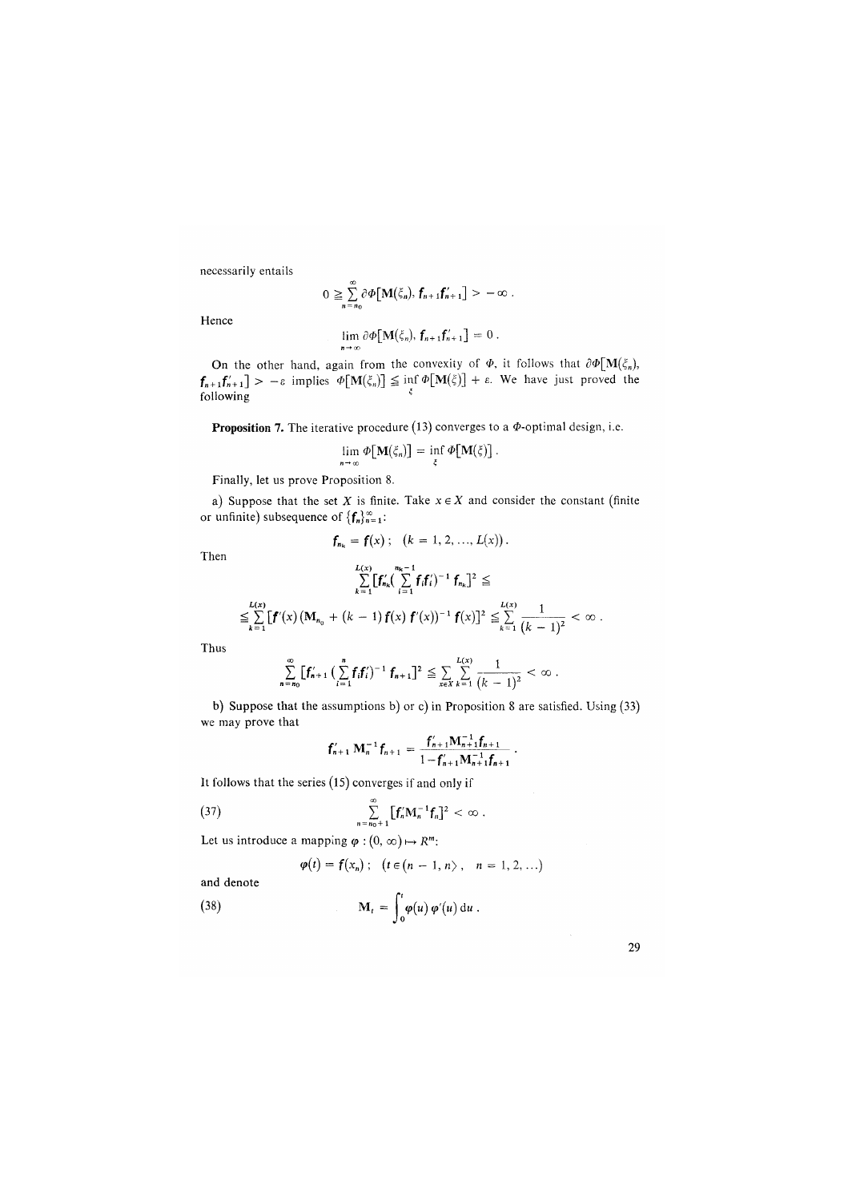necessarily entails

$$0 \geqq \sum_{n=n_0}^{\infty} \partial\Phi[\mathbf{M}(\xi_n), \mathbf{f}_{n+1}\mathbf{f}'_{n+1}] > -\infty .$$

Hence

$$\lim_{n\to\infty} \partial\Phi[\mathbf{M}(\xi_n), \mathbf{f}_{n+1}\mathbf{f}'_{n+1}] = 0 .$$

On the other hand, again from the convexity of $\Phi$, it follows that $\partial\Phi[\mathbf{M}(\xi_n), \mathbf{f}_{n+1}\mathbf{f}'_{n+1}] > -\varepsilon$ implies $\Phi[\mathbf{M}(\xi_n)] \leqq \inf_{\xi} \Phi[\mathbf{M}(\xi)] + \varepsilon$. We have just proved the following

**Proposition 7.** The iterative procedure (13) converges to a $\Phi$-optimal design, i.e.

$$\lim_{n\to\infty} \Phi[\mathbf{M}(\xi_n)] = \inf_{\xi} \Phi[\mathbf{M}(\xi)] .$$

Finally, let us prove Proposition 8.

a) Suppose that the set $X$ is finite. Take $x \in X$ and consider the constant (finite or unfinite) subsequence of $\{\mathbf{f}_n\}_{n=1}^{\infty}$:

$$\mathbf{f}_{n_k} = \mathbf{f}(x) ; \quad (k = 1, 2, \ldots, L(x)) .$$

Then

$$\sum_{k=1}^{L(x)} [\mathbf{f}'_{n_k}(\sum_{i=1}^{n_k - 1} \mathbf{f}_i\mathbf{f}'_i)^{-1} \mathbf{f}_{n_k}]^2 \leqq$$

$$\leqq \sum_{k=1}^{L(x)} [\mathbf{f}'(x)(\mathbf{M}_{n_0} + (k-1)\mathbf{f}(x)\mathbf{f}'(x))^{-1} \mathbf{f}(x)]^2 \leqq \sum_{k=1}^{L(x)} \frac{1}{(k-1)^2} < \infty .$$

Thus

$$\sum_{n=n_0}^{\infty} [\mathbf{f}'_{n+1}(\sum_{i=1}^{n} \mathbf{f}_i\mathbf{f}'_i)^{-1} \mathbf{f}_{n+1}]^2 \leqq \sum_{x\in X}\sum_{k=1}^{L(x)} \frac{1}{(k-1)^2} < \infty .$$

b) Suppose that the assumptions b) or c) in Proposition 8 are satisfied. Using (33) we may prove that

$$\mathbf{f}'_{n+1}\mathbf{M}_n^{-1}\mathbf{f}_{n+1} = \frac{\mathbf{f}'_{n+1}\mathbf{M}_{n+1}^{-1}\mathbf{f}_{n+1}}{1 - \mathbf{f}'_{n+1}\mathbf{M}_{n+1}^{-1}\mathbf{f}_{n+1}} .$$

It follows that the series (15) converges if and only if

$$\sum_{n=n_0+1}^{\infty} [\mathbf{f}'_n\mathbf{M}_n^{-1}\mathbf{f}_n]^2 < \infty . \tag{37}$$

Let us introduce a mapping $\varphi : (0, \infty) \mapsto R^m$:

$$\varphi(t) = \mathbf{f}(x_n) ; \quad (t \in (n-1, n\rangle , \quad n = 1, 2, \ldots)$$

and denote

$$\mathbf{M}_t = \int_0^t \varphi(u)\,\varphi'(u)\,\mathrm{d}u . \tag{38}$$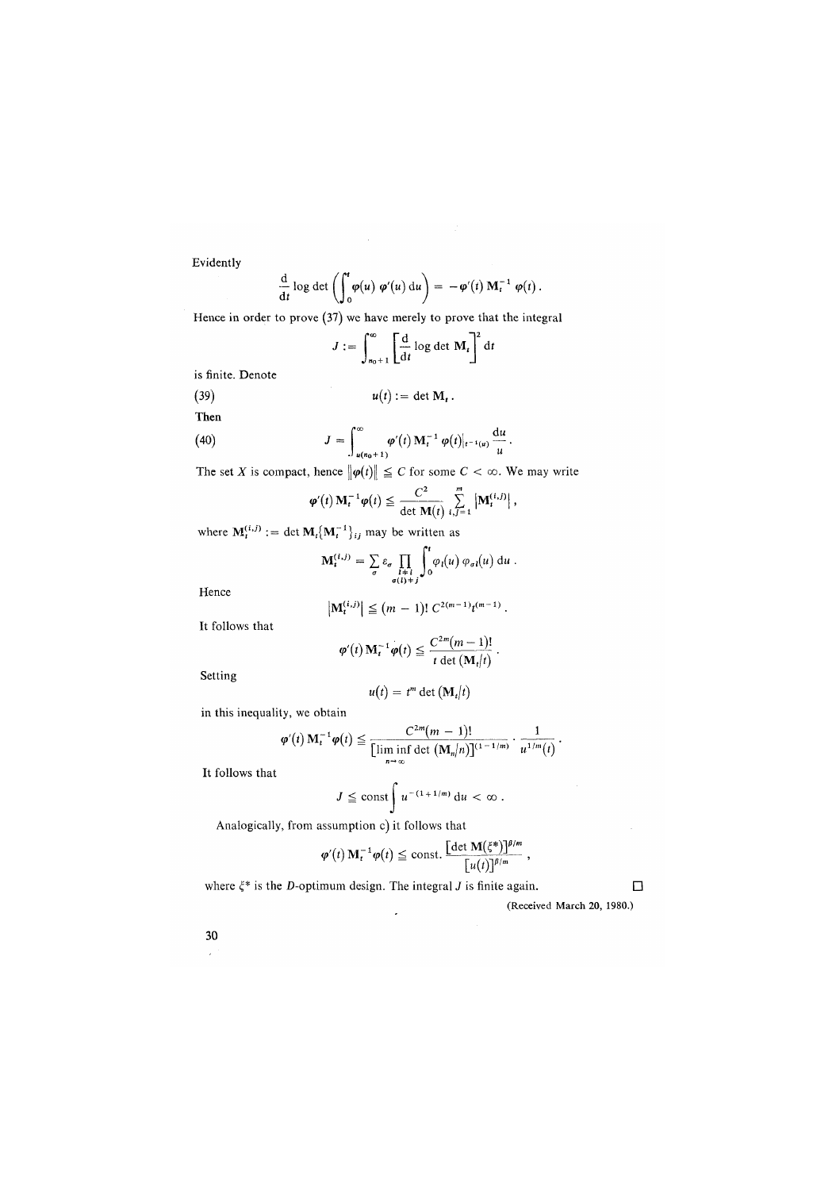Evidently

$$\frac{\mathrm{d}}{\mathrm{d}t} \log \det \left( \int_0^t \varphi(u)\, \varphi'(u)\, \mathrm{d}u \right) = -\varphi'(t)\, \mathbf{M}_t^{-1}\, \varphi(t)\,.$$

Hence in order to prove (37) we have merely to prove that the integral

$$J := \int_{n_0+1}^{\infty} \left[ \frac{\mathrm{d}}{\mathrm{d}t} \log \det \mathbf{M}_t \right]^2 \mathrm{d}t$$

is finite. Denote

$$u(t) := \det \mathbf{M}_t\,. \tag{39}$$

Then

$$J = \int_{u(n_0+1)}^{\infty} \varphi'(t)\, \mathbf{M}_t^{-1}\, \varphi(t)|_{t^{-1}(u)} \frac{\mathrm{d}u}{u}\,. \tag{40}$$

The set $X$ is compact, hence $\|\varphi(t)\| \leqq C$ for some $C < \infty$. We may write

$$\varphi'(t)\, \mathbf{M}_t^{-1} \varphi(t) \leqq \frac{C^2}{\det \mathbf{M}(t)} \sum_{i,j=1}^{m} |\mathbf{M}_t^{(i,j)}|\,,$$

where $\mathbf{M}_t^{(i,j)} := \det \mathbf{M}_t \{\mathbf{M}_t^{-1}\}_{ij}$ may be written as

$$\mathbf{M}_t^{(i,j)} = \sum_{\sigma} \varepsilon_{\sigma} \prod_{\substack{l \neq i \\ \sigma(l) \neq j}} \int_0^t \varphi_l(u)\, \varphi_{\sigma l}(u)\, \mathrm{d}u\,.$$

Hence

$$|\mathbf{M}_t^{(i,j)}| \leqq (m-1)!\, C^{2(m-1)} t^{(m-1)}\,.$$

It follows that

$$\varphi'(t)\, \mathbf{M}_t^{-1} \varphi(t) \leqq \frac{C^{2m}(m-1)!}{t \det(\mathbf{M}_t/t)}\,.$$

Setting

$$u(t) = t^m \det(\mathbf{M}_t/t)$$

in this inequality, we obtain

$$\varphi'(t)\, \mathbf{M}_t^{-1} \varphi(t) \leqq \frac{C^{2m}(m-1)!}{\left[\liminf_{n \to \infty} \det(\mathbf{M}_n/n)\right]^{(1-1/m)}} \cdot \frac{1}{u^{1/m}(t)}\,.$$

It follows that

$$J \leqq \text{const} \int u^{-(1+1/m)}\, \mathrm{d}u < \infty\,.$$

Analogically, from assumption c) it follows that

$$\varphi'(t)\, \mathbf{M}_t^{-1} \varphi(t) \leqq \text{const.} \frac{[\det \mathbf{M}(\xi^*)]^{\beta/m}}{[u(t)]^{\beta/m}}\,,$$

where $\xi^*$ is the $D$-optimum design. The integral $J$ is finite again. □

(Received March 20, 1980.)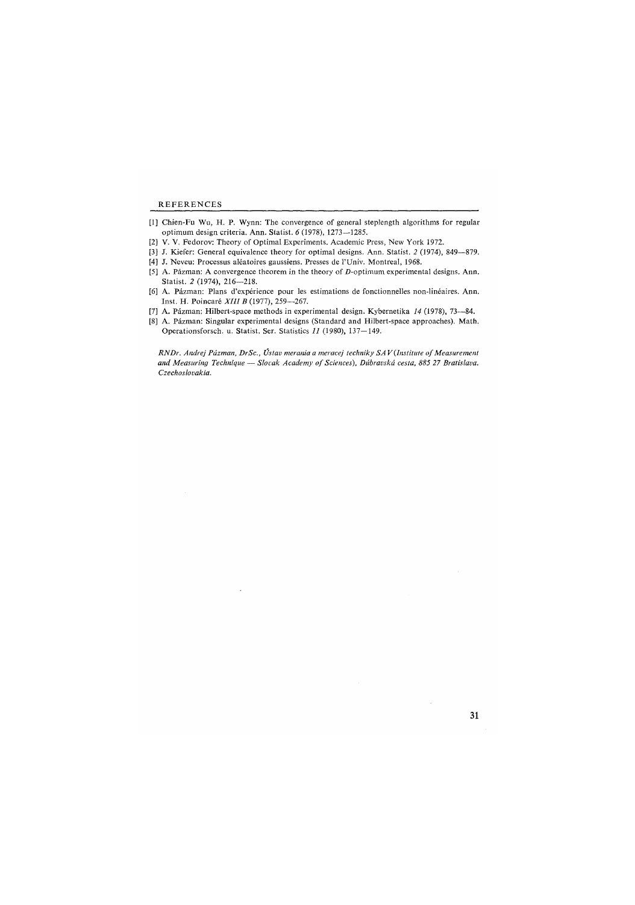## REFERENCES

[1] Chien-Fu Wu, H. P. Wynn: The convergence of general steplength algorithms for regular optimum design criteria. Ann. Statist. *6* (1978), 1273—1285.

[2] V. V. Fedorov: Theory of Optimal Experiments. Academic Press, New York 1972.

[3] J. Kiefer: General equivalence theory for optimal designs. Ann. Statist. *2* (1974), 849—879.

[4] J. Neveu: Processus aléatoires gaussiens. Presses de l'Univ. Montreal, 1968.

[5] A. Pázman: A convergence theorem in the theory of *D*-optimum experimental designs. Ann. Statist. *2* (1974), 216—218.

[6] A. Pázman: Plans d'expérience pour les estimations de fonctionnelles non-linéaires. Ann. Inst. H. Poincaré *XIII B* (1977), 259—267.

[7] A. Pázman: Hilbert-space methods in experimental design. Kybernetika *14* (1978), 73—84.

[8] A. Pázman: Singular experimental designs (Standard and Hilbert-space approaches). Math. Operationsforsch. u. Statist. Ser. Statistics *11* (1980), 137—149.

*RNDr. Andrej Pázman, DrSc., Ústav merania a meracej techniky SAV (Institute of Measurement and Measuring Technique — Slovak Academy of Sciences), Dúbravská cesta, 885 27 Bratislava. Czechoslovakia.*